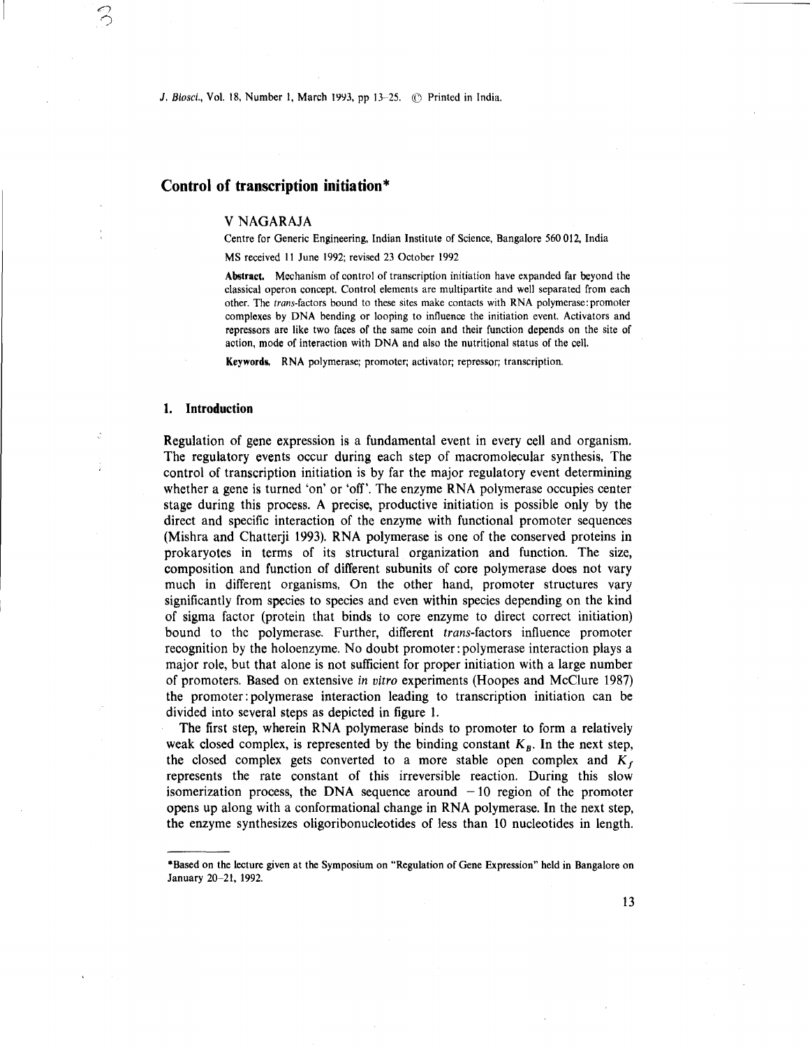# Control of transcription initiation*

V NAGARAJA

Centre for Generic Engineering, Indian Institute of Science, Bangalore 560 012, India

MS received 11 June 1992; revised 23 October 1992

**Abstract.** Mechanism of control of transcription initiation have expanded far beyond the classical operon concept. Control elements are multipartite and well separated from each other. The *trans*-factors bound to these sites make contacts with RNA polymerase:promoter complexes by DNA bending or looping to influence the initiation event. Activators and repressors are like two faces of the same coin and their function depends on the site of action, mode of interaction with DNA and also the nutritional status of the cell.

**Keywords.** RNA polymerase; promoter; activator; repressor; transcription.

## 1. Introduction

Regulation of gene expression is a fundamental event in every cell and organism. The regulatory events occur during each step of macromolecular synthesis. The control of transcription initiation is by far the major regulatory event determining whether a gene is turned 'on' or 'off'. The enzyme RNA polymerase occupies center stage during this process. A precise, productive initiation is possible only by the direct and specific interaction of the enzyme with functional promoter sequences (Mishra and Chatterji 1993). RNA polymerase is one of the conserved proteins in prokaryotes in terms of its structural organization and function. The size, composition and function of different subunits of core polymerase does not vary much in different organisms. On the other hand, promoter structures vary significantly from species to species and even within species depending on the kind of sigma factor (protein that binds to core enzyme to direct correct initiation) bound to the polymerase. Further, different *trans*-factors influence promoter recognition by the holoenzyme. No doubt promoter:polymerase interaction plays a major role, but that alone is not sufficient for proper initiation with a large number of promoters. Based on extensive *in vitro* experiments (Hoopes and McClure 1987) the promoter:polymerase interaction leading to transcription initiation can be divided into several steps as depicted in figure 1.

The first step, wherein RNA polymerase binds to promoter to form a relatively weak closed complex, is represented by the binding constant $K_B$. In the next step, the closed complex gets converted to a more stable open complex and $K_f$ represents the rate constant of this irreversible reaction. During this slow isomerization process, the DNA sequence around $-10$ region of the promoter opens up along with a conformational change in RNA polymerase. In the next step, the enzyme synthesizes oligoribonucleotides of less than 10 nucleotides in length.

*Based on the lecture given at the Symposium on "Regulation of Gene Expression" held in Bangalore on January 20–21, 1992.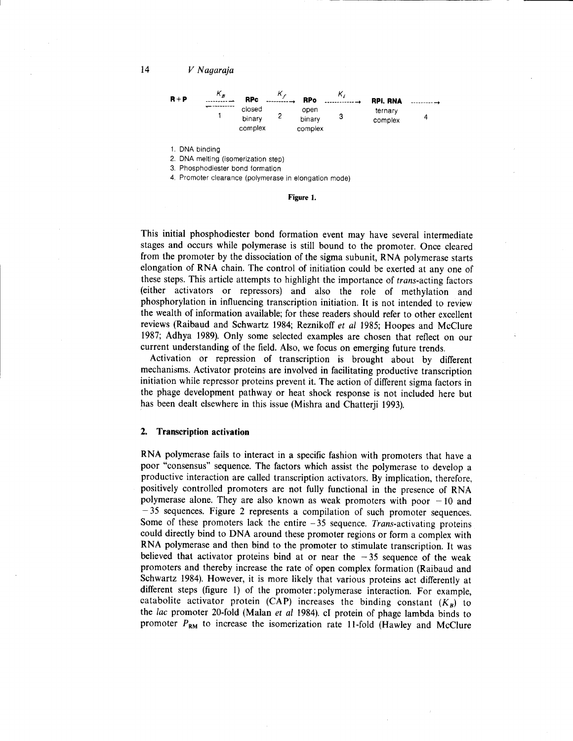$$R + P \underset{1}{\overset{K_B}{\rightleftharpoons}} \underset{\text{closed binary complex}}{RPc} \overset{K_f}{\underset{2}{\longrightarrow}} \underset{\text{open binary complex}}{RPo} \overset{K_i}{\underset{3}{\longrightarrow}} \underset{\text{ternary complex}}{RPi.RNA} \underset{4}{\longrightarrow}$$

1. DNA binding
2. DNA melting (isomerization step)
3. Phosphodiester bond formation
4. Promoter clearance (polymerase in elongation mode)

**Figure 1.**

This initial phosphodiester bond formation event may have several intermediate stages and occurs while polymerase is still bound to the promoter. Once cleared from the promoter by the dissociation of the sigma subunit, RNA polymerase starts elongation of RNA chain. The control of initiation could be exerted at any one of these steps. This article attempts to highlight the importance of *trans*-acting factors (either activators or repressors) and also the role of methylation and phosphorylation in influencing transcription initiation. It is not intended to review the wealth of information available; for these readers should refer to other excellent reviews (Raibaud and Schwartz 1984; Reznikoff *et al* 1985; Hoopes and McClure 1987; Adhya 1989). Only some selected examples are chosen that reflect on our current understanding of the field. Also, we focus on emerging future trends.

Activation or repression of transcription is brought about by different mechanisms. Activator proteins are involved in facilitating productive transcription initiation while repressor proteins prevent it. The action of different sigma factors in the phage development pathway or heat shock response is not included here but has been dealt elsewhere in this issue (Mishra and Chatterji 1993).

## 2. Transcription activation

RNA polymerase fails to interact in a specific fashion with promoters that have a poor "consensus" sequence. The factors which assist the polymerase to develop a productive interaction are called transcription activators. By implication, therefore, positively controlled promoters are not fully functional in the presence of RNA polymerase alone. They are also known as weak promoters with poor $-10$ and $-35$ sequences. Figure 2 represents a compilation of such promoter sequences. Some of these promoters lack the entire $-35$ sequence. *Trans*-activating proteins could directly bind to DNA around these promoter regions or form a complex with RNA polymerase and then bind to the promoter to stimulate transcription. It was believed that activator proteins bind at or near the $-35$ sequence of the weak promoters and thereby increase the rate of open complex formation (Raibaud and Schwartz 1984). However, it is more likely that various proteins act differently at different steps (figure 1) of the promoter:polymerase interaction. For example, catabolite activator protein (CAP) increases the binding constant ($K_B$) to the *lac* promoter 20-fold (Malan *et al* 1984). cI protein of phage lambda binds to promoter $P_{RM}$ to increase the isomerization rate 11-fold (Hawley and McClure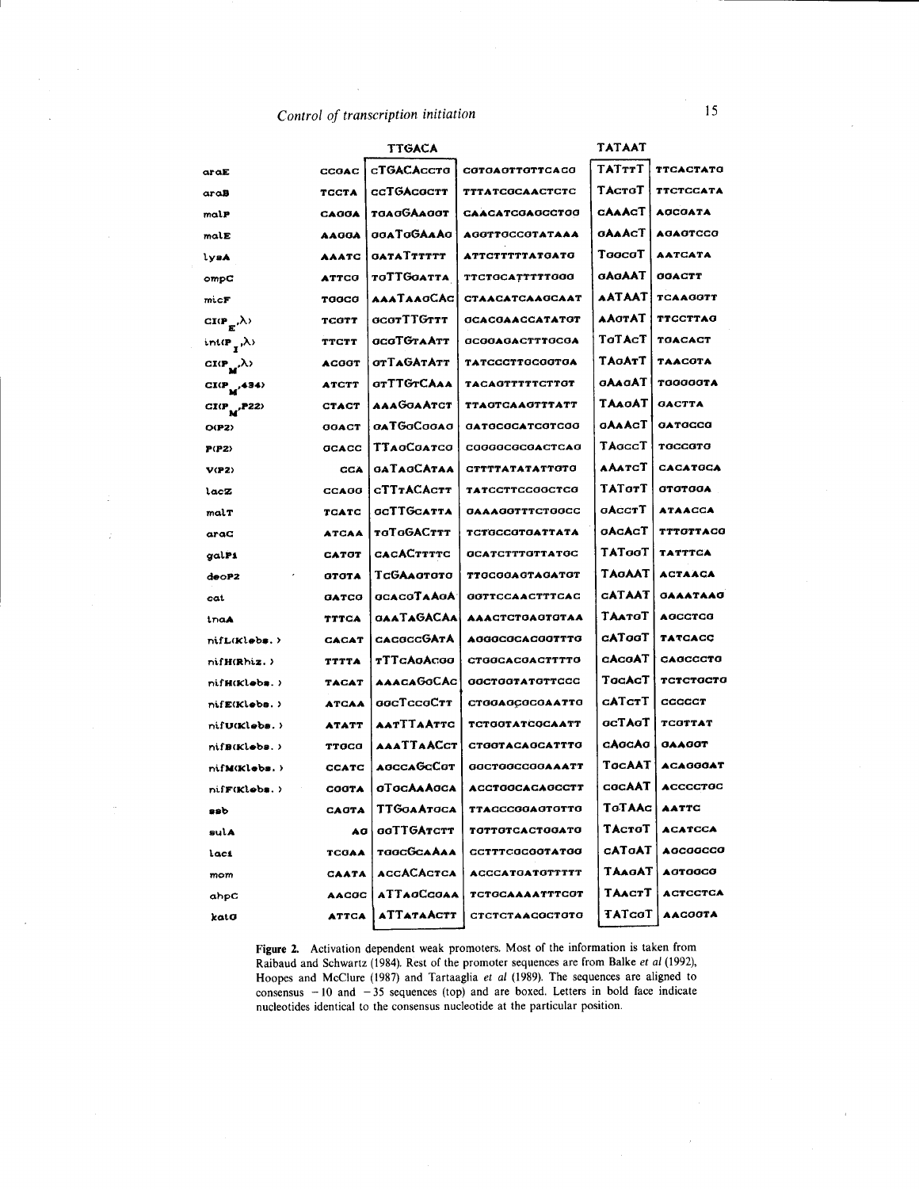| | | TTGACA | | TATAAT | |
|---|---|---|---|---|---|
| araE | CCGAC | cTGACAcctg | CGTGAGTTGTTCACG | TATttT | TTCACTATG |
| araB | TCCTA | ccTGAcgct T | TTTATCGCAACTCTC | TActgT | TTCTCCATA |
| malP | CAGGA | TGAGGAAGGT | CAACATCGAGCCTGG | cAAAcT | AGCGATA |
| malE | AAGGA | GGATGGAAAG | AGGTTGCCGTATAAA | GAAAcT | AGAGTCCG |
| lysA | AAATC | GATATTTTTT | ATTCTTTTTATGATG | TggcgT | AATCATA |
| ompC | ATTCG | TGTTGGATTA | TTCTGCATTTTTGGG | GAGAAT | GGACTT |
| micF | TGGCG | AAATAAGCAc | CTAACATCAAGCAAT | AATAAT | TCAAGGTT |
| $CI(P_E,\lambda)$ | TCGTT | GCGTTTGTTT | GCACGAACCATATGT | AAGTAT | TTCCTTAG |
| $int(P_I,\lambda)$ | TTCTT | GCGTGTAATT | GCGGAGACTTTGCGA | TGTAcT | TGACACT |
| $CI(P_M,\lambda)$ | ACGGT | GTTAGATATT | TATCCCTTGCGGTGA | TAGATT | TAACGTA |
| $CI(P_M,434)$ | ATCTT | GTTTGTCAAA | TACAGTTTTTCTTGT | GAAGAT | TGGGGGTA |
| $CI(P_M,P22)$ | CTACT | AAAGGAATCT | TTAGTCAAGTTTATT | TAAGAT | GACTTA |
| O(P2) | GGACT | GATGGCGGAG | GATGCGCATCGTCGG | GAAAcT | GATGCCG |
| P(P2) | GCACC | TTAGCGATCG | CGGGGCGCGACTCAG | TAgccT | TGCCGTG |
| V(P2) | CCA | GATAGCATAA | CTTTTATATATTGTG | AAATcT | CACATGCA |
| lacZ | CCAGG | cTTTACACTT | TATCCTTCCGGCTCG | TATgtT | GTGTGGA |
| malT | TCATC | GCTTGCATTA | GAAAGGTTTCTGGCC | GAccT | ATAACCA |
| araC | ATCAA | TGTGGACTTT | TCTGCCGTGATTATA | GAcAcT | TTTGTTACG |
| galP1 | CATGT | CACACTTTTC | GCATCTTTGTTATGC | TATggT | TATTTCA |
| deoP2 | GTGTA | TcGAAgtgtg | TTGCGGAGTAGATGT | TAgAAT | ACTAACA |
| cat | GATCG | GCACGTAAGA | GGTTCCAACTTTCAC | cATAAT | GAAATAAG |
| tnaA | TTTCA | GAATAGACAA | AAACTCTGAGTGTAA | TAAtgT | AGCCTCG |
| nifL(Klebs.) | CACAT | CACGCCGATA | AGGGCGCACGGTTTG | cATggT | TATCACC |
| nifH(Rhiz.) | TTTTA | TTTCAGACGG | CTGGCACGACTTTTG | cAcgAT | CAGCCCTG |
| nifH(Klebs.) | TACAT | AAACAGGCAC | GGCTGGTATGTTCCC | TgcAcT | TCTCTGCTG |
| nifE(Klebs.) | ATCAA | GGCTCCGCTT | CTGGAGCGCGAATTG | cATcTT | CCCCCT |
| nifU(Klebs.) | ATATT | AATTTAATTC | TCTGGTATCGCAATT | gcTAgT | TCGTTAT |
| nifB(Klebs.) | TTGCG | AAATTAACCT | CTGGTACAGCATTTG | cAgcAg | GAAGGT |
| nifM(Klebs.) | CCATC | AGCCAGCCGT | GGCTGGCCGGAAATT | TgcAAT | ACAGGGAT |
| nifF(Klebs.) | CGGTA | GTGCAAAGCA | ACCTGGCACAGCCTT | cgcAAT | ACCCCTGC |
| ssb | CAGTA | TTGGATGCA | TTACCCGGAGTGTTG | TgTAAc | AATTC |
| sulA | AG | GGTTGATCTT | TGTTGTCACTGGATG | TActgT | ACATCCA |
| lacI | TCGAA | TGGCGCAAAA | CCTTTCGCGGTATGG | cATgAT | AGCGGCCG |
| mom | CAATA | ACCACACTCA | ACCCATGATGTTTTT | TAAgAT | AGTGGCG |
| ahpC | AACGC | ATTAGCCGAA | TCTGCAAAATTTCGT | TAAcTT | ACTCCTCA |
| katG | ATTCA | ATTATAACTT | CTCTCTAACGCTGTG | TATcgT | AACGGTA |

**Figure 2.** Activation dependent weak promoters. Most of the information is taken from Raibaud and Schwartz (1984). Rest of the promoter sequences are from Balke *et al* (1992), Hoopes and McClure (1987) and Tartaaglia *et al* (1989). The sequences are aligned to consensus −10 and −35 sequences (top) and are boxed. Letters in bold face indicate nucleotides identical to the consensus nucleotide at the particular position.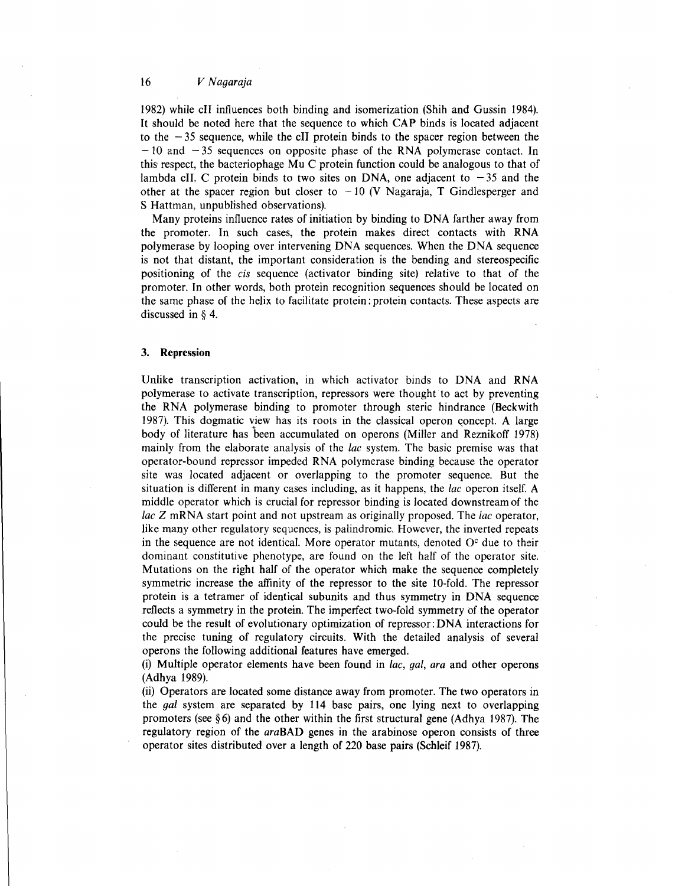1982) while cII influences both binding and isomerization (Shih and Gussin 1984). It should be noted here that the sequence to which CAP binds is located adjacent to the −35 sequence, while the cII protein binds to the spacer region between the −10 and −35 sequences on opposite phase of the RNA polymerase contact. In this respect, the bacteriophage Mu C protein function could be analogous to that of lambda cII. C protein binds to two sites on DNA, one adjacent to −35 and the other at the spacer region but closer to −10 (V Nagaraja, T Gindlesperger and S Hattman, unpublished observations).

Many proteins influence rates of initiation by binding to DNA farther away from the promoter. In such cases, the protein makes direct contacts with RNA polymerase by looping over intervening DNA sequences. When the DNA sequence is not that distant, the important consideration is the bending and stereospecific positioning of the *cis* sequence (activator binding site) relative to that of the promoter. In other words, both protein recognition sequences should be located on the same phase of the helix to facilitate protein:protein contacts. These aspects are discussed in § 4.

## 3. Repression

Unlike transcription activation, in which activator binds to DNA and RNA polymerase to activate transcription, repressors were thought to act by preventing the RNA polymerase binding to promoter through steric hindrance (Beckwith 1987). This dogmatic view has its roots in the classical operon concept. A large body of literature has been accumulated on operons (Miller and Reznikoff 1978) mainly from the elaborate analysis of the *lac* system. The basic premise was that operator-bound repressor impeded RNA polymerase binding because the operator site was located adjacent or overlapping to the promoter sequence. But the situation is different in many cases including, as it happens, the *lac* operon itself. A middle operator which is crucial for repressor binding is located downstream of the *lac Z* mRNA start point and not upstream as originally proposed. The *lac* operator, like many other regulatory sequences, is palindromic. However, the inverted repeats in the sequence are not identical. More operator mutants, denoted $O^c$ due to their dominant constitutive phenotype, are found on the left half of the operator site. Mutations on the right half of the operator which make the sequence completely symmetric increase the affinity of the repressor to the site 10-fold. The repressor protein is a tetramer of identical subunits and thus symmetry in DNA sequence reflects a symmetry in the protein. The imperfect two-fold symmetry of the operator could be the result of evolutionary optimization of repressor:DNA interactions for the precise tuning of regulatory circuits. With the detailed analysis of several operons the following additional features have emerged.

(i) Multiple operator elements have been found in *lac*, *gal*, *ara* and other operons (Adhya 1989).

(ii) Operators are located some distance away from promoter. The two operators in the *gal* system are separated by 114 base pairs, one lying next to overlapping promoters (see § 6) and the other within the first structural gene (Adhya 1987). The regulatory region of the *ara*BAD genes in the arabinose operon consists of three operator sites distributed over a length of 220 base pairs (Schleif 1987).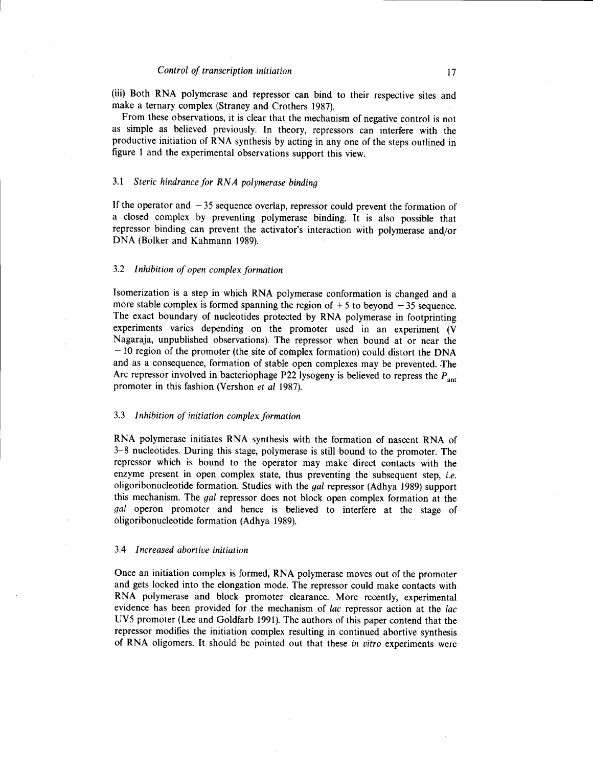(iii) Both RNA polymerase and repressor can bind to their respective sites and make a ternary complex (Straney and Crothers 1987).

From these observations, it is clear that the mechanism of negative control is not as simple as believed previously. In theory, repressors can interfere with the productive initiation of RNA synthesis by acting in any one of the steps outlined in figure 1 and the experimental observations support this view.

### 3.1 *Steric hindrance for RNA polymerase binding*

If the operator and $-35$ sequence overlap, repressor could prevent the formation of a closed complex by preventing polymerase binding. It is also possible that repressor binding can prevent the activator's interaction with polymerase and/or DNA (Bolker and Kahmann 1989).

### 3.2 *Inhibition of open complex formation*

Isomerization is a step in which RNA polymerase conformation is changed and a more stable complex is formed spanning the region of $+5$ to beyond $-35$ sequence. The exact boundary of nucleotides protected by RNA polymerase in footprinting experiments varies depending on the promoter used in an experiment (V Nagaraja, unpublished observations). The repressor when bound at or near the $-10$ region of the promoter (the site of complex formation) could distort the DNA and as a consequence, formation of stable open complexes may be prevented. The Arc repressor involved in bacteriophage P22 lysogeny is believed to repress the $P_{ant}$ promoter in this fashion (Vershon *et al* 1987).

### 3.3 *Inhibition of initiation complex formation*

RNA polymerase initiates RNA synthesis with the formation of nascent RNA of 3–8 nucleotides. During this stage, polymerase is still bound to the promoter. The repressor which is bound to the operator may make direct contacts with the enzyme present in open complex state, thus preventing the subsequent step, *i.e.* oligoribonucleotide formation. Studies with the *gal* repressor (Adhya 1989) support this mechanism. The *gal* repressor does not block open complex formation at the *gal* operon promoter and hence is believed to interfere at the stage of oligoribonucleotide formation (Adhya 1989).

### 3.4 *Increased abortive initiation*

Once an initiation complex is formed, RNA polymerase moves out of the promoter and gets locked into the elongation mode. The repressor could make contacts with RNA polymerase and block promoter clearance. More recently, experimental evidence has been provided for the mechanism of *lac* repressor action at the *lac* UV5 promoter (Lee and Goldfarb 1991). The authors of this paper contend that the repressor modifies the initiation complex resulting in continued abortive synthesis of RNA oligomers. It should be pointed out that these *in vitro* experiments were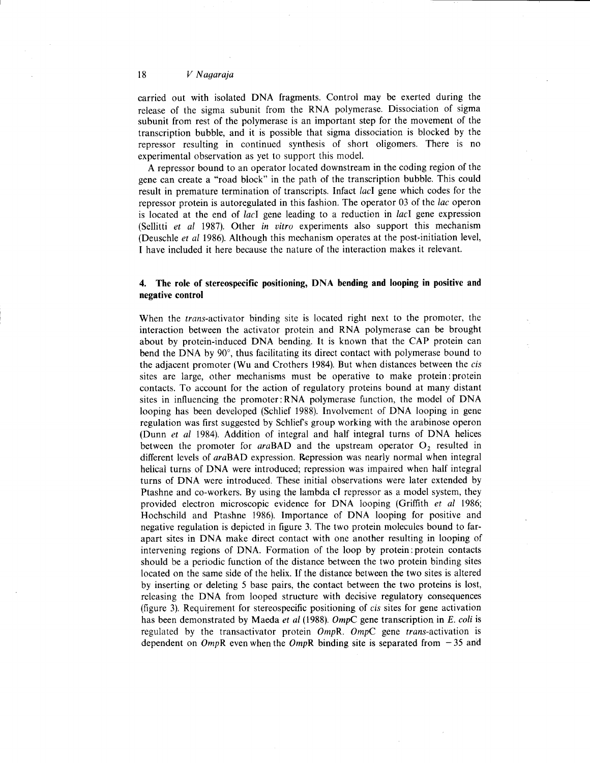carried out with isolated DNA fragments. Control may be exerted during the release of the sigma subunit from the RNA polymerase. Dissociation of sigma subunit from rest of the polymerase is an important step for the movement of the transcription bubble, and it is possible that sigma dissociation is blocked by the repressor resulting in continued synthesis of short oligomers. There is no experimental observation as yet to support this model.

A repressor bound to an operator located downstream in the coding region of the gene can create a "road block" in the path of the transcription bubble. This could result in premature termination of transcripts. Infact *lac*I gene which codes for the repressor protein is autoregulated in this fashion. The operator 03 of the *lac* operon is located at the end of *lac*I gene leading to a reduction in *lac*I gene expression (Sellitti *et al* 1987). Other *in vitro* experiments also support this mechanism (Deuschle *et al* 1986). Although this mechanism operates at the post-initiation level, I have included it here because the nature of the interaction makes it relevant.

## 4. The role of stereospecific positioning, DNA bending and looping in positive and negative control

When the *trans*-activator binding site is located right next to the promoter, the interaction between the activator protein and RNA polymerase can be brought about by protein-induced DNA bending. It is known that the CAP protein can bend the DNA by 90°, thus facilitating its direct contact with polymerase bound to the adjacent promoter (Wu and Crothers 1984). But when distances between the *cis* sites are large, other mechanisms must be operative to make protein:protein contacts. To account for the action of regulatory proteins bound at many distant sites in influencing the promoter:RNA polymerase function, the model of DNA looping has been developed (Schlief 1988). Involvement of DNA looping in gene regulation was first suggested by Schlief's group working with the arabinose operon (Dunn *et al* 1984). Addition of integral and half integral turns of DNA helices between the promoter for *ara*BAD and the upstream operator $O_2$ resulted in different levels of *ara*BAD expression. Repression was nearly normal when integral helical turns of DNA were introduced; repression was impaired when half integral turns of DNA were introduced. These initial observations were later extended by Ptashne and co-workers. By using the lambda cI repressor as a model system, they provided electron microscopic evidence for DNA looping (Griffith *et al* 1986; Hochschild and Ptashne 1986). Importance of DNA looping for positive and negative regulation is depicted in figure 3. The two protein molecules bound to far-apart sites in DNA make direct contact with one another resulting in looping of intervening regions of DNA. Formation of the loop by protein:protein contacts should be a periodic function of the distance between the two protein binding sites located on the same side of the helix. If the distance between the two sites is altered by inserting or deleting 5 base pairs, the contact between the two proteins is lost, releasing the DNA from looped structure with decisive regulatory consequences (figure 3). Requirement for stereospecific positioning of *cis* sites for gene activation has been demonstrated by Maeda *et al* (1988). *Omp*C gene transcription in *E. coli* is regulated by the transactivator protein *Omp*R. *Omp*C gene *trans*-activation is dependent on *Omp*R even when the *Omp*R binding site is separated from −35 and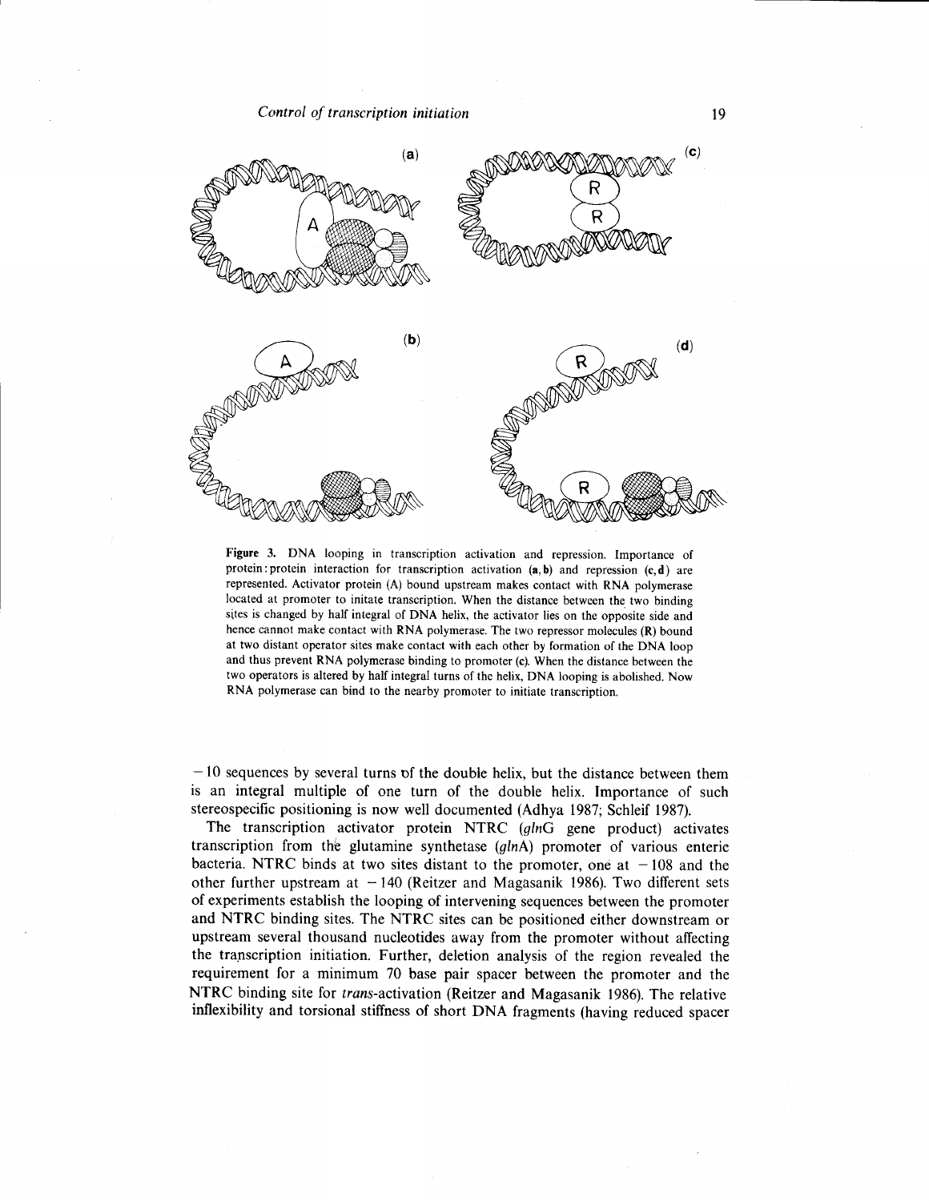Figure 3. DNA looping in transcription activation and repression. Importance of protein:protein interaction for transcription activation (**a**, **b**) and repression (**c**, **d**) are represented. Activator protein (A) bound upstream makes contact with RNA polymerase located at promoter to initate transcription. When the distance between the two binding sites is changed by half integral of DNA helix, the activator lies on the opposite side and hence cannot make contact with RNA polymerase. The two repressor molecules (R) bound at two distant operator sites make contact with each other by formation of the DNA loop and thus prevent RNA polymerase binding to promoter (c). When the distance between the two operators is altered by half integral turns of the helix, DNA looping is abolished. Now RNA polymerase can bind to the nearby promoter to initiate transcription.

−10 sequences by several turns of the double helix, but the distance between them is an integral multiple of one turn of the double helix. Importance of such stereospecific positioning is now well documented (Adhya 1987; Schleif 1987).

The transcription activator protein NTRC (*glnG* gene product) activates transcription from the glutamine synthetase (*glnA*) promoter of various enteric bacteria. NTRC binds at two sites distant to the promoter, one at −108 and the other further upstream at −140 (Reitzer and Magasanik 1986). Two different sets of experiments establish the looping of intervening sequences between the promoter and NTRC binding sites. The NTRC sites can be positioned either downstream or upstream several thousand nucleotides away from the promoter without affecting the transcription initiation. Further, deletion analysis of the region revealed the requirement for a minimum 70 base pair spacer between the promoter and the NTRC binding site for *trans*-activation (Reitzer and Magasanik 1986). The relative inflexibility and torsional stiffness of short DNA fragments (having reduced spacer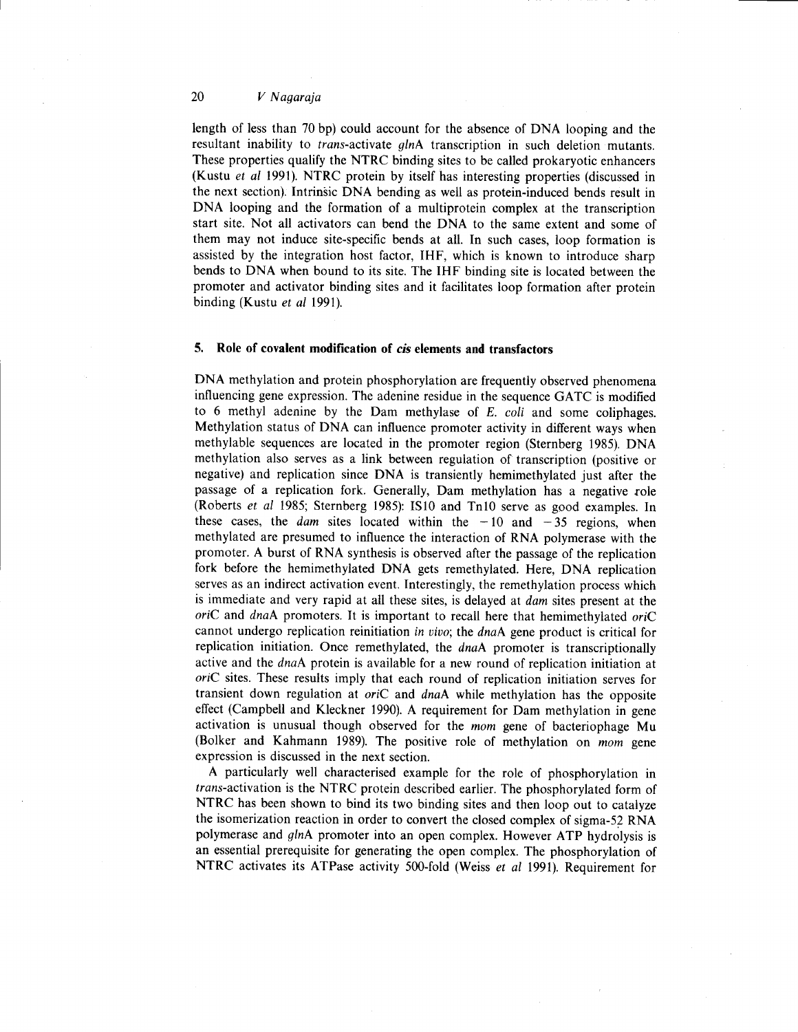length of less than 70 bp) could account for the absence of DNA looping and the resultant inability to *trans*-activate *gln*A transcription in such deletion mutants. These properties qualify the NTRC binding sites to be called prokaryotic enhancers (Kustu *et al* 1991). NTRC protein by itself has interesting properties (discussed in the next section). Intrinsic DNA bending as well as protein-induced bends result in DNA looping and the formation of a multiprotein complex at the transcription start site. Not all activators can bend the DNA to the same extent and some of them may not induce site-specific bends at all. In such cases, loop formation is assisted by the integration host factor, IHF, which is known to introduce sharp bends to DNA when bound to its site. The IHF binding site is located between the promoter and activator binding sites and it facilitates loop formation after protein binding (Kustu *et al* 1991).

## 5. Role of covalent modification of *cis* elements and transfactors

DNA methylation and protein phosphorylation are frequently observed phenomena influencing gene expression. The adenine residue in the sequence GATC is modified to 6 methyl adenine by the Dam methylase of *E. coli* and some coliphages. Methylation status of DNA can influence promoter activity in different ways when methylable sequences are located in the promoter region (Sternberg 1985). DNA methylation also serves as a link between regulation of transcription (positive or negative) and replication since DNA is transiently hemimethylated just after the passage of a replication fork. Generally, Dam methylation has a negative role (Roberts *et al* 1985; Sternberg 1985): IS10 and Tn10 serve as good examples. In these cases, the *dam* sites located within the $-10$ and $-35$ regions, when methylated are presumed to influence the interaction of RNA polymerase with the promoter. A burst of RNA synthesis is observed after the passage of the replication fork before the hemimethylated DNA gets remethylated. Here, DNA replication serves as an indirect activation event. Interestingly, the remethylation process which is immediate and very rapid at all these sites, is delayed at *dam* sites present at the *ori*C and *dna*A promoters. It is important to recall here that hemimethylated *ori*C cannot undergo replication reinitiation *in vivo*; the *dna*A gene product is critical for replication initiation. Once remethylated, the *dna*A promoter is transcriptionally active and the *dna*A protein is available for a new round of replication initiation at *ori*C sites. These results imply that each round of replication initiation serves for transient down regulation at *ori*C and *dna*A while methylation has the opposite effect (Campbell and Kleckner 1990). A requirement for Dam methylation in gene activation is unusual though observed for the *mom* gene of bacteriophage Mu (Bolker and Kahmann 1989). The positive role of methylation on *mom* gene expression is discussed in the next section.

A particularly well characterised example for the role of phosphorylation in *trans*-activation is the NTRC protein described earlier. The phosphorylated form of NTRC has been shown to bind its two binding sites and then loop out to catalyze the isomerization reaction in order to convert the closed complex of sigma-52 RNA polymerase and *gln*A promoter into an open complex. However ATP hydrolysis is an essential prerequisite for generating the open complex. The phosphorylation of NTRC activates its ATPase activity 500-fold (Weiss *et al* 1991). Requirement for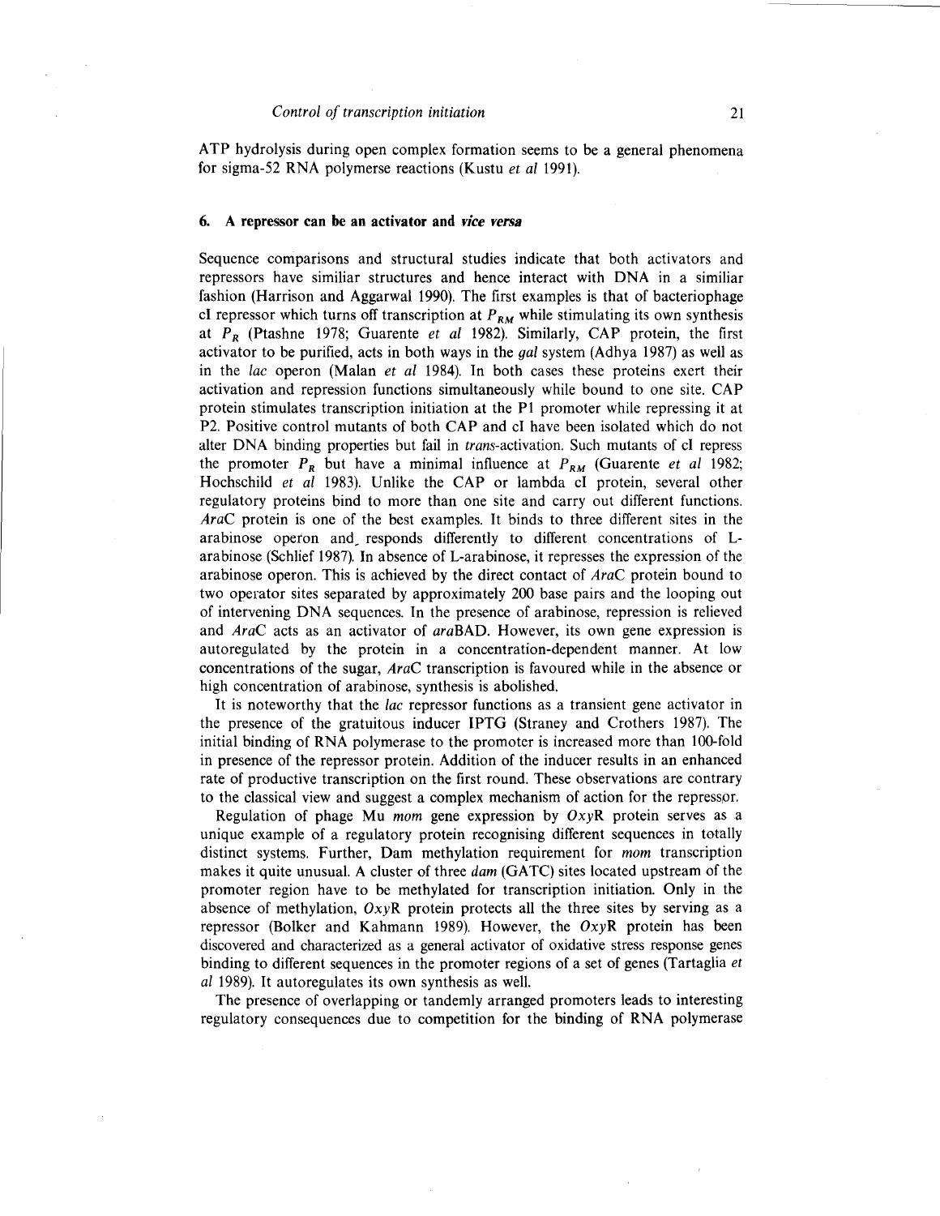ATP hydrolysis during open complex formation seems to be a general phenomena for sigma-52 RNA polymerse reactions (Kustu *et al* 1991).

## 6. A repressor can be an activator and *vice versa*

Sequence comparisons and structural studies indicate that both activators and repressors have similiar structures and hence interact with DNA in a similiar fashion (Harrison and Aggarwal 1990). The first examples is that of bacteriophage cI repressor which turns off transcription at $P_{RM}$ while stimulating its own synthesis at $P_R$ (Ptashne 1978; Guarente *et al* 1982). Similarly, CAP protein, the first activator to be purified, acts in both ways in the *gal* system (Adhya 1987) as well as in the *lac* operon (Malan *et al* 1984). In both cases these proteins exert their activation and repression functions simultaneously while bound to one site. CAP protein stimulates transcription initiation at the P1 promoter while repressing it at P2. Positive control mutants of both CAP and cI have been isolated which do not alter DNA binding properties but fail in *trans*-activation. Such mutants of cI repress the promoter $P_R$ but have a minimal influence at $P_{RM}$ (Guarente *et al* 1982; Hochschild *et al* 1983). Unlike the CAP or lambda cI protein, several other regulatory proteins bind to more than one site and carry out different functions. *Ara*C protein is one of the best examples. It binds to three different sites in the arabinose operon and responds differently to different concentrations of L-arabinose (Schlief 1987). In absence of L-arabinose, it represses the expression of the arabinose operon. This is achieved by the direct contact of *Ara*C protein bound to two operator sites separated by approximately 200 base pairs and the looping out of intervening DNA sequences. In the presence of arabinose, repression is relieved and *Ara*C acts as an activator of *ara*BAD. However, its own gene expression is autoregulated by the protein in a concentration-dependent manner. At low concentrations of the sugar, *Ara*C transcription is favoured while in the absence or high concentration of arabinose, synthesis is abolished.

It is noteworthy that the *lac* repressor functions as a transient gene activator in the presence of the gratuitous inducer IPTG (Straney and Crothers 1987). The initial binding of RNA polymerase to the promoter is increased more than 100-fold in presence of the repressor protein. Addition of the inducer results in an enhanced rate of productive transcription on the first round. These observations are contrary to the classical view and suggest a complex mechanism of action for the repressor.

Regulation of phage Mu *mom* gene expression by *Oxy*R protein serves as a unique example of a regulatory protein recognising different sequences in totally distinct systems. Further, Dam methylation requirement for *mom* transcription makes it quite unusual. A cluster of three *dam* (GATC) sites located upstream of the promoter region have to be methylated for transcription initiation. Only in the absence of methylation, *Oxy*R protein protects all the three sites by serving as a repressor (Bolker and Kahmann 1989). However, the *Oxy*R protein has been discovered and characterized as a general activator of oxidative stress response genes binding to different sequences in the promoter regions of a set of genes (Tartaglia *et al* 1989). It autoregulates its own synthesis as well.

The presence of overlapping or tandemly arranged promoters leads to interesting regulatory consequences due to competition for the binding of RNA polymerase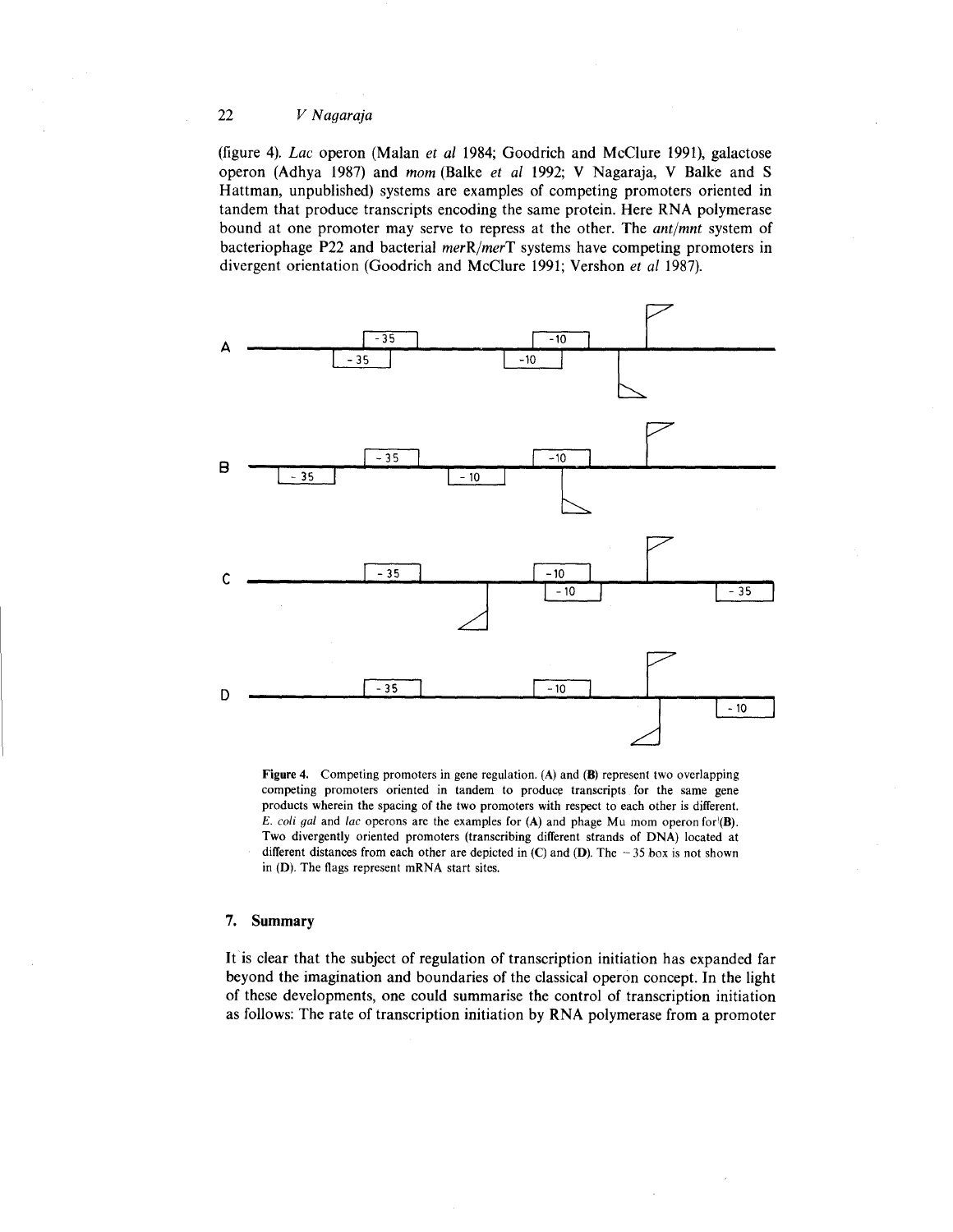(figure 4). *Lac* operon (Malan *et al* 1984; Goodrich and McClure 1991), galactose operon (Adhya 1987) and *mom* (Balke *et al* 1992; V Nagaraja, V Balke and S Hattman, unpublished) systems are examples of competing promoters oriented in tandem that produce transcripts encoding the same protein. Here RNA polymerase bound at one promoter may serve to repress at the other. The *ant/mnt* system of bacteriophage P22 and bacterial *merR/merT* systems have competing promoters in divergent orientation (Goodrich and McClure 1991; Vershon *et al* 1987).

**Figure 4.** Competing promoters in gene regulation. (**A**) and (**B**) represent two overlapping competing promoters oriented in tandem to produce transcripts for the same gene products wherein the spacing of the two promoters with respect to each other is different. *E. coli gal* and *lac* operons are the examples for (**A**) and phage Mu mom operon for (**B**). Two divergently oriented promoters (transcribing different strands of DNA) located at different distances from each other are depicted in (**C**) and (**D**). The −35 box is not shown in (**D**). The flags represent mRNA start sites.

## 7. Summary

It is clear that the subject of regulation of transcription initiation has expanded far beyond the imagination and boundaries of the classical operon concept. In the light of these developments, one could summarise the control of transcription initiation as follows: The rate of transcription initiation by RNA polymerase from a promoter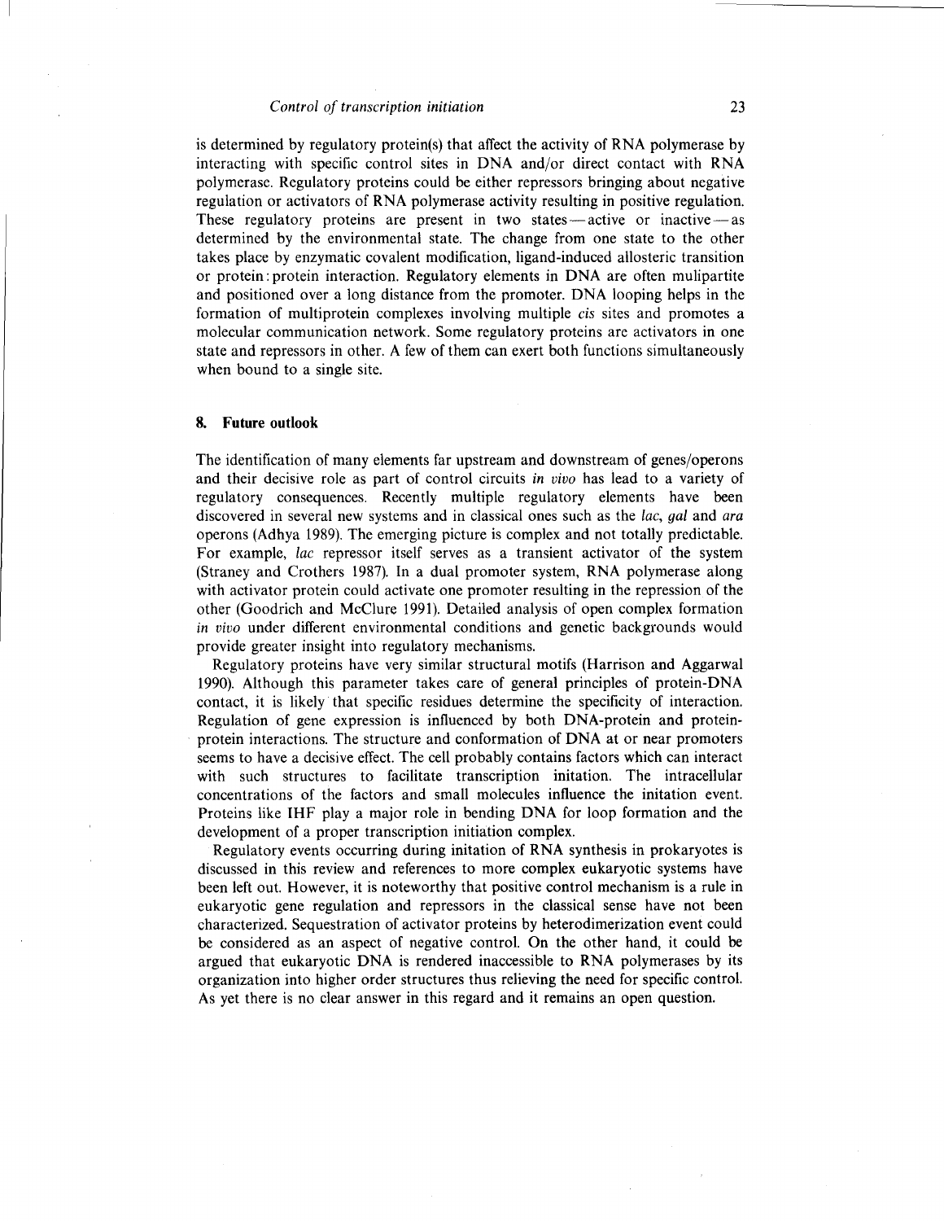is determined by regulatory protein(s) that affect the activity of RNA polymerase by interacting with specific control sites in DNA and/or direct contact with RNA polymerase. Regulatory proteins could be either repressors bringing about negative regulation or activators of RNA polymerase activity resulting in positive regulation. These regulatory proteins are present in two states — active or inactive — as determined by the environmental state. The change from one state to the other takes place by enzymatic covalent modification, ligand-induced allosteric transition or protein: protein interaction. Regulatory elements in DNA are often mulipartite and positioned over a long distance from the promoter. DNA looping helps in the formation of multiprotein complexes involving multiple *cis* sites and promotes a molecular communication network. Some regulatory proteins are activators in one state and repressors in other. A few of them can exert both functions simultaneously when bound to a single site.

## 8. Future outlook

The identification of many elements far upstream and downstream of genes/operons and their decisive role as part of control circuits *in vivo* has lead to a variety of regulatory consequences. Recently multiple regulatory elements have been discovered in several new systems and in classical ones such as the *lac*, *gal* and *ara* operons (Adhya 1989). The emerging picture is complex and not totally predictable. For example, *lac* repressor itself serves as a transient activator of the system (Straney and Crothers 1987). In a dual promoter system, RNA polymerase along with activator protein could activate one promoter resulting in the repression of the other (Goodrich and McClure 1991). Detailed analysis of open complex formation *in vivo* under different environmental conditions and genetic backgrounds would provide greater insight into regulatory mechanisms.

Regulatory proteins have very similar structural motifs (Harrison and Aggarwal 1990). Although this parameter takes care of general principles of protein-DNA contact, it is likely that specific residues determine the specificity of interaction. Regulation of gene expression is influenced by both DNA-protein and protein-protein interactions. The structure and conformation of DNA at or near promoters seems to have a decisive effect. The cell probably contains factors which can interact with such structures to facilitate transcription initation. The intracellular concentrations of the factors and small molecules influence the initation event. Proteins like IHF play a major role in bending DNA for loop formation and the development of a proper transcription initiation complex.

Regulatory events occurring during initation of RNA synthesis in prokaryotes is discussed in this review and references to more complex eukaryotic systems have been left out. However, it is noteworthy that positive control mechanism is a rule in eukaryotic gene regulation and repressors in the classical sense have not been characterized. Sequestration of activator proteins by heterodimerization event could be considered as an aspect of negative control. On the other hand, it could be argued that eukaryotic DNA is rendered inaccessible to RNA polymerases by its organization into higher order structures thus relieving the need for specific control. As yet there is no clear answer in this regard and it remains an open question.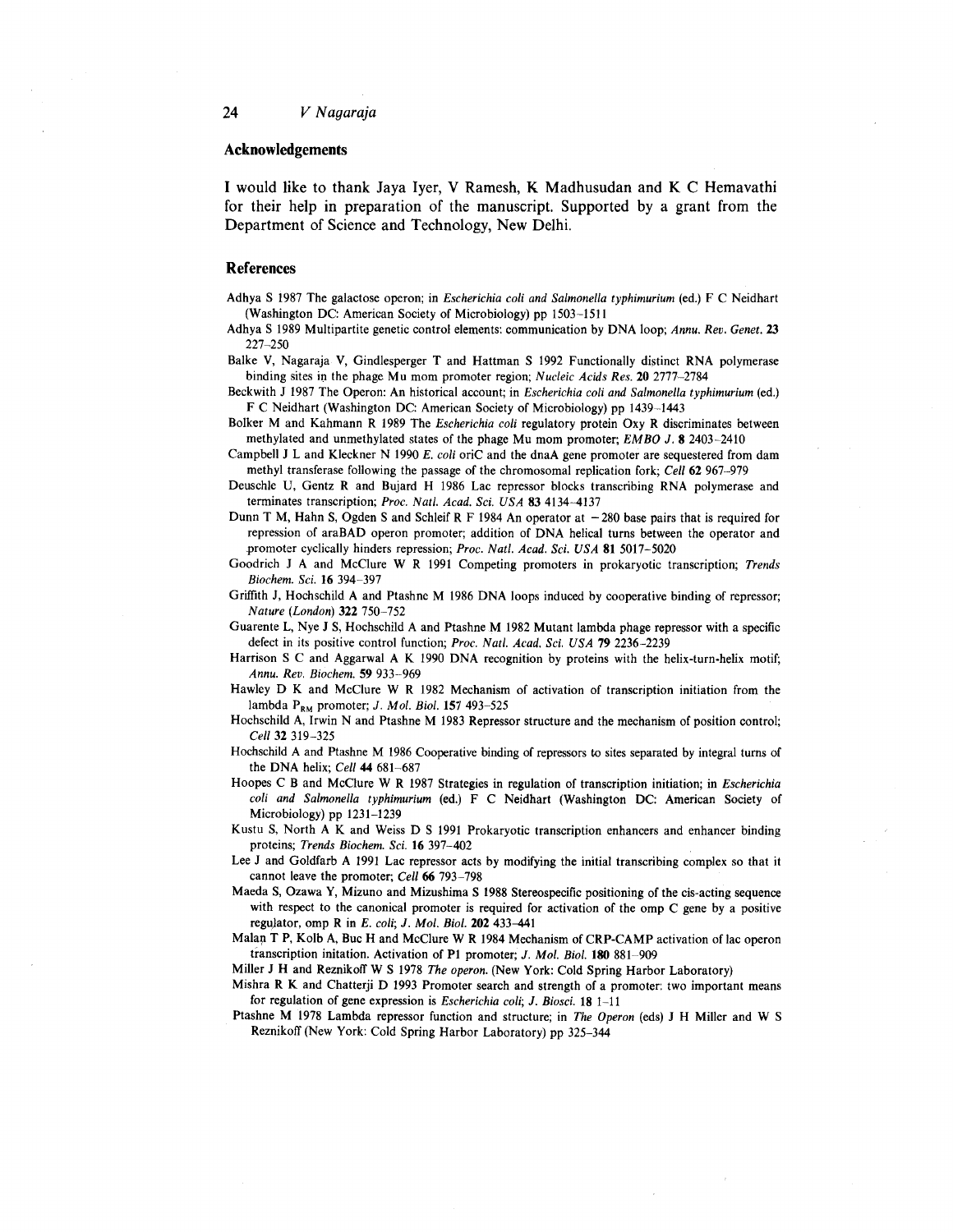## Acknowledgements

I would like to thank Jaya Iyer, V Ramesh, K Madhusudan and K C Hemavathi for their help in preparation of the manuscript. Supported by a grant from the Department of Science and Technology, New Delhi.

## References

Adhya S 1987 The galactose operon; in *Escherichia coli and Salmonella typhimurium* (ed.) F C Neidhart (Washington DC: American Society of Microbiology) pp 1503–1511

Adhya S 1989 Multipartite genetic control elements: communication by DNA loop; *Annu. Rev. Genet.* **23** 227–250

Balke V, Nagaraja V, Gindlesperger T and Hattman S 1992 Functionally distinct RNA polymerase binding sites in the phage Mu mom promoter region; *Nucleic Acids Res.* **20** 2777–2784

Beckwith J 1987 The Operon: An historical account; in *Escherichia coli and Salmonella typhimurium* (ed.) F C Neidhart (Washington DC: American Society of Microbiology) pp 1439–1443

Bolker M and Kahmann R 1989 The *Escherichia coli* regulatory protein Oxy R discriminates between methylated and unmethylated states of the phage Mu mom promoter; *EMBO J.* **8** 2403–2410

Campbell J L and Kleckner N 1990 *E. coli* oriC and the dnaA gene promoter are sequestered from dam methyl transferase following the passage of the chromosomal replication fork; *Cell* **62** 967–979

Deuschle U, Gentz R and Bujard H 1986 Lac repressor blocks transcribing RNA polymerase and terminates transcription; *Proc. Natl. Acad. Sci. USA* **83** 4134–4137

Dunn T M, Hahn S, Ogden S and Schleif R F 1984 An operator at −280 base pairs that is required for repression of araBAD operon promoter; addition of DNA helical turns between the operator and promoter cyclically hinders repression; *Proc. Natl. Acad. Sci. USA* **81** 5017–5020

Goodrich J A and McClure W R 1991 Competing promoters in prokaryotic transcription; *Trends Biochem. Sci.* **16** 394–397

Griffith J, Hochschild A and Ptashne M 1986 DNA loops induced by cooperative binding of repressor; *Nature (London)* **322** 750–752

Guarente L, Nye J S, Hochschild A and Ptashne M 1982 Mutant lambda phage repressor with a specific defect in its positive control function; *Proc. Natl. Acad. Sci. USA* **79** 2236–2239

Harrison S C and Aggarwal A K 1990 DNA recognition by proteins with the helix-turn-helix motif; *Annu. Rev. Biochem.* **59** 933–969

Hawley D K and McClure W R 1982 Mechanism of activation of transcription initiation from the lambda $P_{RM}$ promoter; *J. Mol. Biol.* **157** 493–525

Hochschild A, Irwin N and Ptashne M 1983 Repressor structure and the mechanism of position control; *Cell* **32** 319–325

Hochschild A and Ptashne M 1986 Cooperative binding of repressors to sites separated by integral turns of the DNA helix; *Cell* **44** 681–687

Hoopes C B and McClure W R 1987 Strategies in regulation of transcription initiation; in *Escherichia coli and Salmonella typhimurium* (ed.) F C Neidhart (Washington DC: American Society of Microbiology) pp 1231–1239

Kustu S, North A K and Weiss D S 1991 Prokaryotic transcription enhancers and enhancer binding proteins; *Trends Biochem. Sci.* **16** 397–402

Lee J and Goldfarb A 1991 Lac repressor acts by modifying the initial transcribing complex so that it cannot leave the promoter; *Cell* **66** 793–798

Maeda S, Ozawa Y, Mizuno and Mizushima S 1988 Stereospecific positioning of the cis-acting sequence with respect to the canonical promoter is required for activation of the omp C gene by a positive regulator, omp R in *E. coli*; *J. Mol. Biol.* **202** 433–441

Malan T P, Kolb A, Buc H and McClure W R 1984 Mechanism of CRP-CAMP activation of lac operon transcription initation. Activation of P1 promoter; *J. Mol. Biol.* **180** 881–909

Miller J H and Reznikoff W S 1978 *The operon.* (New York: Cold Spring Harbor Laboratory)

Mishra R K and Chatterji D 1993 Promoter search and strength of a promoter: two important means for regulation of gene expression is *Escherichia coli*; *J. Biosci.* **18** 1–11

Ptashne M 1978 Lambda repressor function and structure; in *The Operon* (eds) J H Miller and W S Reznikoff (New York: Cold Spring Harbor Laboratory) pp 325–344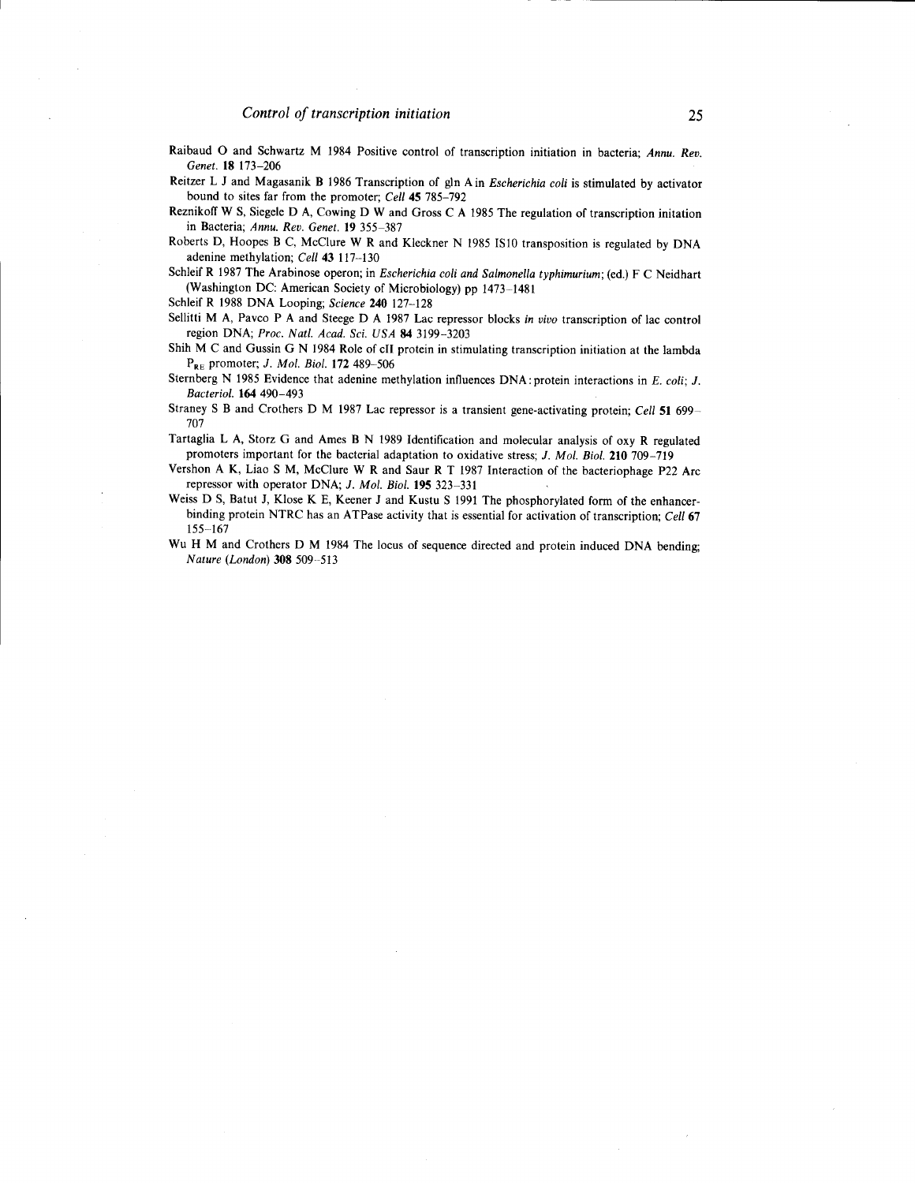Raibaud O and Schwartz M 1984 Positive control of transcription initiation in bacteria; *Annu. Rev. Genet.* **18** 173–206

Reitzer L J and Magasanik B 1986 Transcription of gln A in *Escherichia coli* is stimulated by activator bound to sites far from the promoter; *Cell* **45** 785–792

Reznikoff W S, Siegele D A, Cowing D W and Gross C A 1985 The regulation of transcription initation in Bacteria; *Annu. Rev. Genet.* **19** 355–387

Roberts D, Hoopes B C, McClure W R and Kleckner N 1985 IS10 transposition is regulated by DNA adenine methylation; *Cell* **43** 117–130

Schleif R 1987 The Arabinose operon; in *Escherichia coli and Salmonella typhimurium*; (ed.) F C Neidhart (Washington DC: American Society of Microbiology) pp 1473–1481

Schleif R 1988 DNA Looping; *Science* **240** 127–128

Sellitti M A, Pavco P A and Steege D A 1987 Lac repressor blocks *in vivo* transcription of lac control region DNA; *Proc. Natl. Acad. Sci. USA* **84** 3199–3203

Shih M C and Gussin G N 1984 Role of cII protein in stimulating transcription initiation at the lambda $P_{RE}$ promoter; *J. Mol. Biol.* **172** 489–506

Sternberg N 1985 Evidence that adenine methylation influences DNA: protein interactions in *E. coli*; *J. Bacteriol.* **164** 490–493

Straney S B and Crothers D M 1987 Lac repressor is a transient gene-activating protein; *Cell* **51** 699–707

Tartaglia L A, Storz G and Ames B N 1989 Identification and molecular analysis of oxy R regulated promoters important for the bacterial adaptation to oxidative stress; *J. Mol. Biol.* **210** 709–719

Vershon A K, Liao S M, McClure W R and Saur R T 1987 Interaction of the bacteriophage P22 Arc repressor with operator DNA; *J. Mol. Biol.* **195** 323–331

Weiss D S, Batut J, Klose K E, Keener J and Kustu S 1991 The phosphorylated form of the enhancer-binding protein NTRC has an ATPase activity that is essential for activation of transcription; *Cell* **67** 155–167

Wu H M and Crothers D M 1984 The locus of sequence directed and protein induced DNA bending; *Nature (London)* **308** 509–513